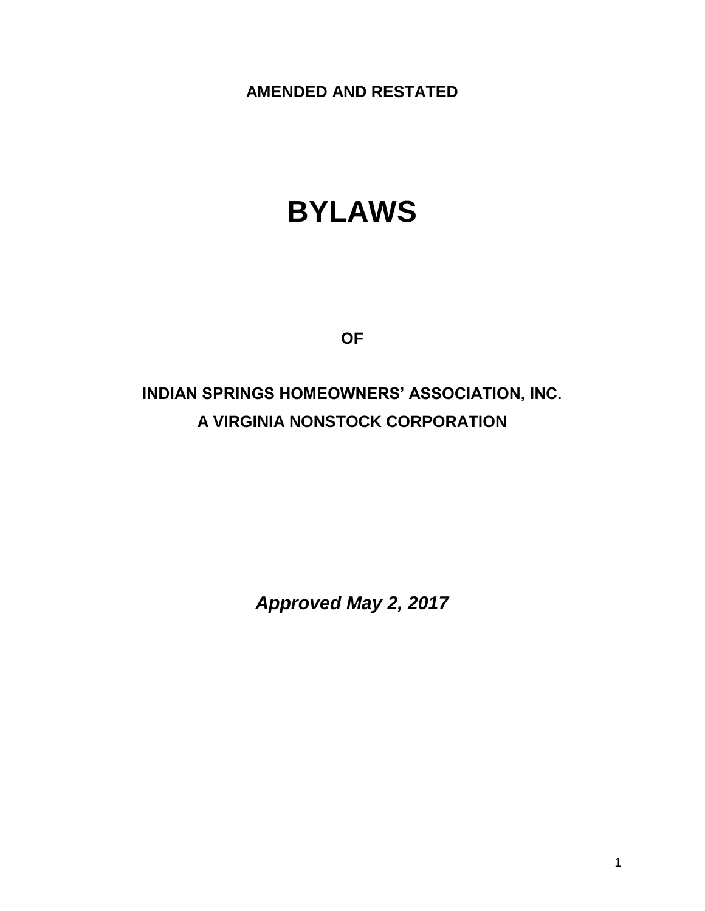**AMENDED AND RESTATED**

# BYLAWS

**OF**

**INDIAN SPRINGS HOMEOWNERS' ASSOCIATION, INC.**

**A VIRGINIA NONSTOCK CORPORATION**

***Approved May 2, 2017***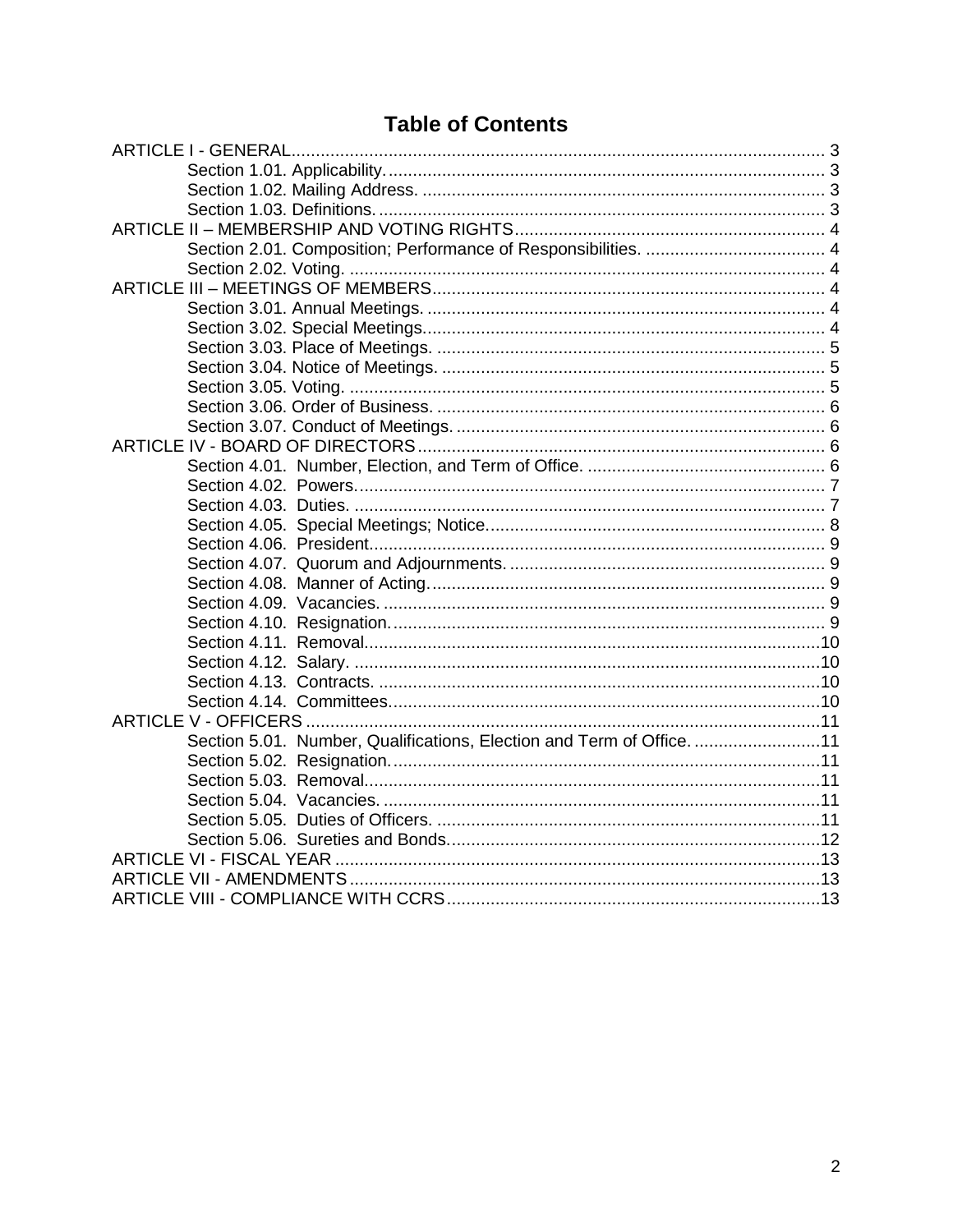# Table of Contents

ARTICLE I - GENERAL ........ 3
- Section 1.01. Applicability. ........ 3
- Section 1.02. Mailing Address. ........ 3
- Section 1.03. Definitions. ........ 3

ARTICLE II – MEMBERSHIP AND VOTING RIGHTS ........ 4
- Section 2.01. Composition; Performance of Responsibilities. ........ 4
- Section 2.02. Voting. ........ 4

ARTICLE III – MEETINGS OF MEMBERS ........ 4
- Section 3.01. Annual Meetings. ........ 4
- Section 3.02. Special Meetings. ........ 4
- Section 3.03. Place of Meetings. ........ 5
- Section 3.04. Notice of Meetings. ........ 5
- Section 3.05. Voting. ........ 5
- Section 3.06. Order of Business. ........ 6
- Section 3.07. Conduct of Meetings. ........ 6

ARTICLE IV - BOARD OF DIRECTORS ........ 6
- Section 4.01. Number, Election, and Term of Office. ........ 6
- Section 4.02. Powers. ........ 7
- Section 4.03. Duties. ........ 7
- Section 4.05. Special Meetings; Notice. ........ 8
- Section 4.06. President. ........ 9
- Section 4.07. Quorum and Adjournments. ........ 9
- Section 4.08. Manner of Acting. ........ 9
- Section 4.09. Vacancies. ........ 9
- Section 4.10. Resignation. ........ 9
- Section 4.11. Removal. ........ 10
- Section 4.12. Salary. ........ 10
- Section 4.13. Contracts. ........ 10
- Section 4.14. Committees. ........ 10

ARTICLE V - OFFICERS ........ 11
- Section 5.01. Number, Qualifications, Election and Term of Office. ........ 11
- Section 5.02. Resignation. ........ 11
- Section 5.03. Removal. ........ 11
- Section 5.04. Vacancies. ........ 11
- Section 5.05. Duties of Officers. ........ 11
- Section 5.06. Sureties and Bonds. ........ 12

ARTICLE VI - FISCAL YEAR ........ 13

ARTICLE VII - AMENDMENTS ........ 13

ARTICLE VIII - COMPLIANCE WITH CCRS ........ 13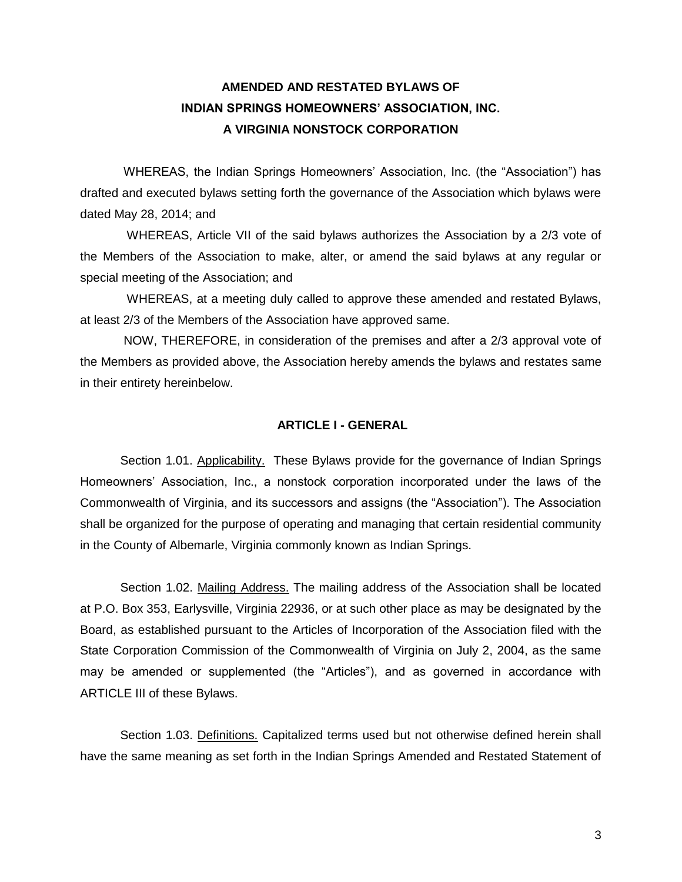# AMENDED AND RESTATED BYLAWS OF INDIAN SPRINGS HOMEOWNERS' ASSOCIATION, INC. A VIRGINIA NONSTOCK CORPORATION

WHEREAS, the Indian Springs Homeowners' Association, Inc. (the "Association") has drafted and executed bylaws setting forth the governance of the Association which bylaws were dated May 28, 2014; and

WHEREAS, Article VII of the said bylaws authorizes the Association by a 2/3 vote of the Members of the Association to make, alter, or amend the said bylaws at any regular or special meeting of the Association; and

WHEREAS, at a meeting duly called to approve these amended and restated Bylaws, at least 2/3 of the Members of the Association have approved same.

NOW, THEREFORE, in consideration of the premises and after a 2/3 approval vote of the Members as provided above, the Association hereby amends the bylaws and restates same in their entirety hereinbelow.

## ARTICLE I - GENERAL

Section 1.01. Applicability. These Bylaws provide for the governance of Indian Springs Homeowners' Association, Inc., a nonstock corporation incorporated under the laws of the Commonwealth of Virginia, and its successors and assigns (the "Association"). The Association shall be organized for the purpose of operating and managing that certain residential community in the County of Albemarle, Virginia commonly known as Indian Springs.

Section 1.02. Mailing Address. The mailing address of the Association shall be located at P.O. Box 353, Earlysville, Virginia 22936, or at such other place as may be designated by the Board, as established pursuant to the Articles of Incorporation of the Association filed with the State Corporation Commission of the Commonwealth of Virginia on July 2, 2004, as the same may be amended or supplemented (the "Articles"), and as governed in accordance with ARTICLE III of these Bylaws.

Section 1.03. Definitions. Capitalized terms used but not otherwise defined herein shall have the same meaning as set forth in the Indian Springs Amended and Restated Statement of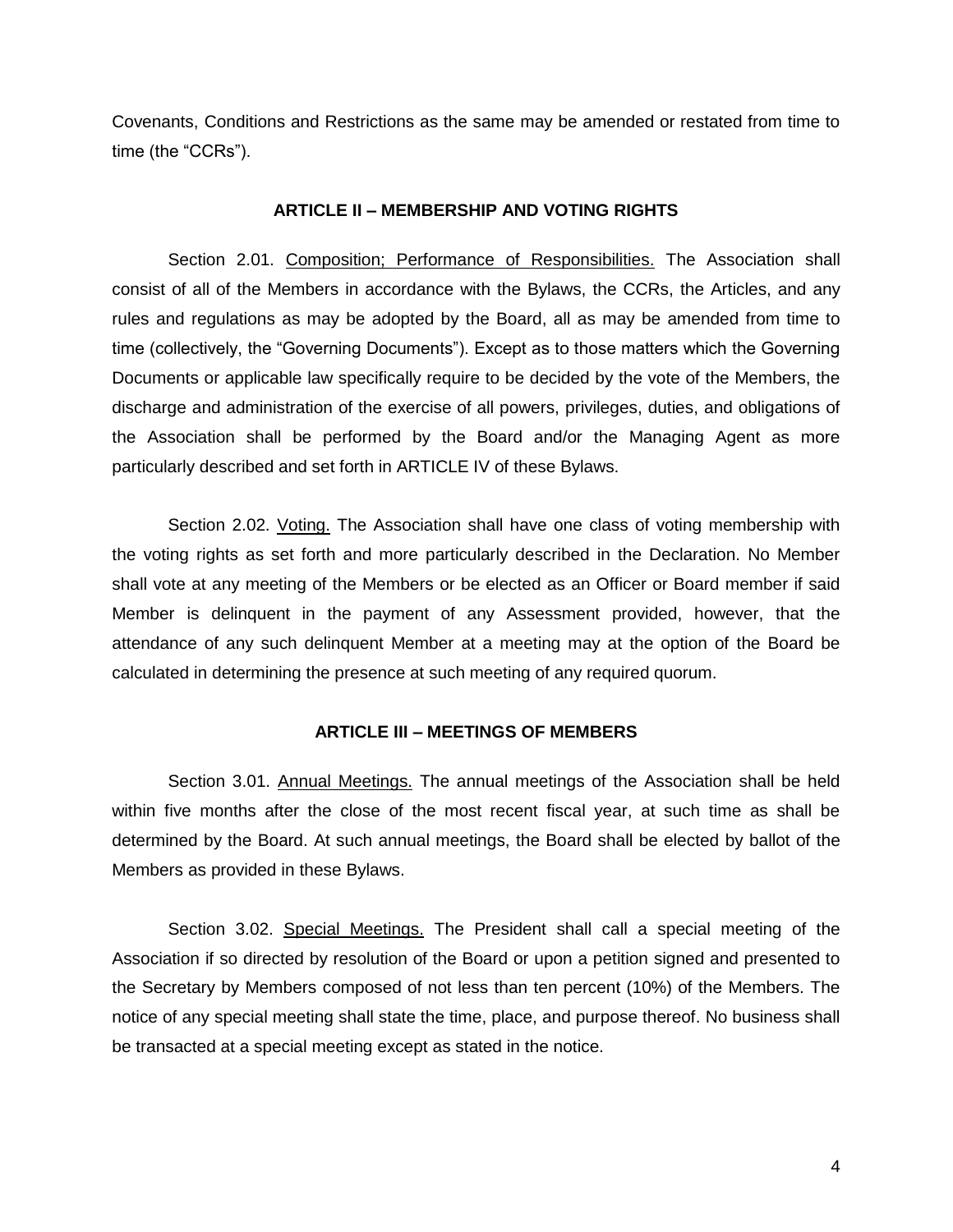Covenants, Conditions and Restrictions as the same may be amended or restated from time to time (the "CCRs").

## ARTICLE II – MEMBERSHIP AND VOTING RIGHTS

Section 2.01. Composition; Performance of Responsibilities. The Association shall consist of all of the Members in accordance with the Bylaws, the CCRs, the Articles, and any rules and regulations as may be adopted by the Board, all as may be amended from time to time (collectively, the "Governing Documents"). Except as to those matters which the Governing Documents or applicable law specifically require to be decided by the vote of the Members, the discharge and administration of the exercise of all powers, privileges, duties, and obligations of the Association shall be performed by the Board and/or the Managing Agent as more particularly described and set forth in ARTICLE IV of these Bylaws.

Section 2.02. Voting. The Association shall have one class of voting membership with the voting rights as set forth and more particularly described in the Declaration. No Member shall vote at any meeting of the Members or be elected as an Officer or Board member if said Member is delinquent in the payment of any Assessment provided, however, that the attendance of any such delinquent Member at a meeting may at the option of the Board be calculated in determining the presence at such meeting of any required quorum.

## ARTICLE III – MEETINGS OF MEMBERS

Section 3.01. Annual Meetings. The annual meetings of the Association shall be held within five months after the close of the most recent fiscal year, at such time as shall be determined by the Board. At such annual meetings, the Board shall be elected by ballot of the Members as provided in these Bylaws.

Section 3.02. Special Meetings. The President shall call a special meeting of the Association if so directed by resolution of the Board or upon a petition signed and presented to the Secretary by Members composed of not less than ten percent (10%) of the Members. The notice of any special meeting shall state the time, place, and purpose thereof. No business shall be transacted at a special meeting except as stated in the notice.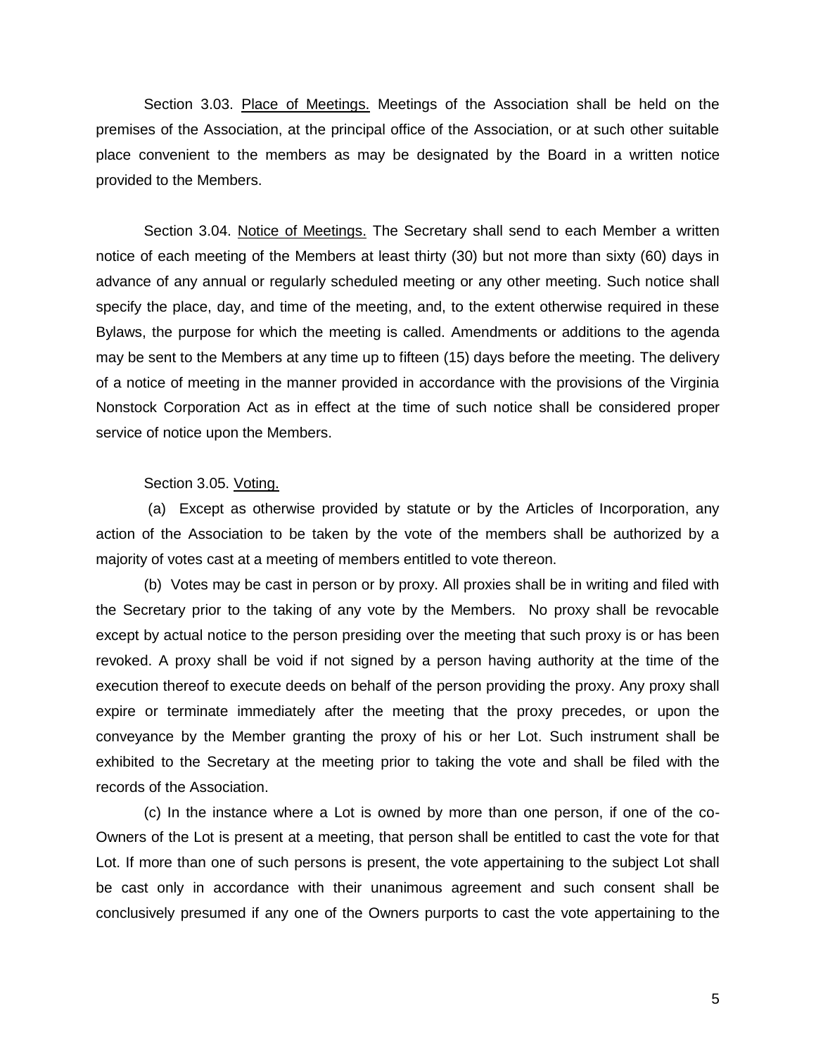Section 3.03. Place of Meetings. Meetings of the Association shall be held on the premises of the Association, at the principal office of the Association, or at such other suitable place convenient to the members as may be designated by the Board in a written notice provided to the Members.

Section 3.04. Notice of Meetings. The Secretary shall send to each Member a written notice of each meeting of the Members at least thirty (30) but not more than sixty (60) days in advance of any annual or regularly scheduled meeting or any other meeting. Such notice shall specify the place, day, and time of the meeting, and, to the extent otherwise required in these Bylaws, the purpose for which the meeting is called. Amendments or additions to the agenda may be sent to the Members at any time up to fifteen (15) days before the meeting. The delivery of a notice of meeting in the manner provided in accordance with the provisions of the Virginia Nonstock Corporation Act as in effect at the time of such notice shall be considered proper service of notice upon the Members.

Section 3.05. Voting.

(a) Except as otherwise provided by statute or by the Articles of Incorporation, any action of the Association to be taken by the vote of the members shall be authorized by a majority of votes cast at a meeting of members entitled to vote thereon.

(b) Votes may be cast in person or by proxy. All proxies shall be in writing and filed with the Secretary prior to the taking of any vote by the Members. No proxy shall be revocable except by actual notice to the person presiding over the meeting that such proxy is or has been revoked. A proxy shall be void if not signed by a person having authority at the time of the execution thereof to execute deeds on behalf of the person providing the proxy. Any proxy shall expire or terminate immediately after the meeting that the proxy precedes, or upon the conveyance by the Member granting the proxy of his or her Lot. Such instrument shall be exhibited to the Secretary at the meeting prior to taking the vote and shall be filed with the records of the Association.

(c) In the instance where a Lot is owned by more than one person, if one of the co-Owners of the Lot is present at a meeting, that person shall be entitled to cast the vote for that Lot. If more than one of such persons is present, the vote appertaining to the subject Lot shall be cast only in accordance with their unanimous agreement and such consent shall be conclusively presumed if any one of the Owners purports to cast the vote appertaining to the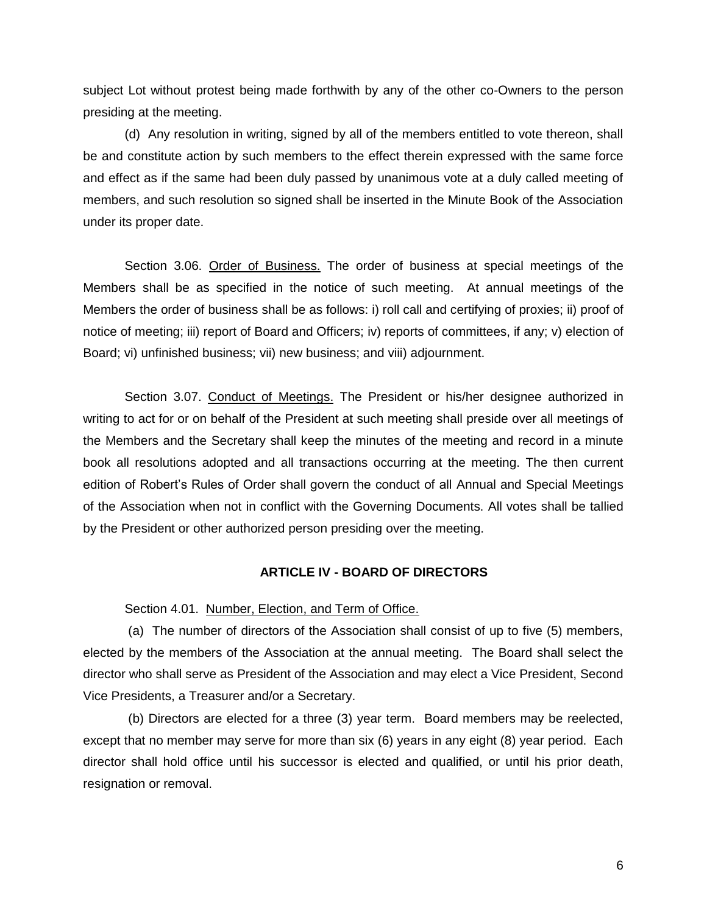subject Lot without protest being made forthwith by any of the other co-Owners to the person presiding at the meeting.

(d) Any resolution in writing, signed by all of the members entitled to vote thereon, shall be and constitute action by such members to the effect therein expressed with the same force and effect as if the same had been duly passed by unanimous vote at a duly called meeting of members, and such resolution so signed shall be inserted in the Minute Book of the Association under its proper date.

Section 3.06. Order of Business. The order of business at special meetings of the Members shall be as specified in the notice of such meeting. At annual meetings of the Members the order of business shall be as follows: i) roll call and certifying of proxies; ii) proof of notice of meeting; iii) report of Board and Officers; iv) reports of committees, if any; v) election of Board; vi) unfinished business; vii) new business; and viii) adjournment.

Section 3.07. Conduct of Meetings. The President or his/her designee authorized in writing to act for or on behalf of the President at such meeting shall preside over all meetings of the Members and the Secretary shall keep the minutes of the meeting and record in a minute book all resolutions adopted and all transactions occurring at the meeting. The then current edition of Robert's Rules of Order shall govern the conduct of all Annual and Special Meetings of the Association when not in conflict with the Governing Documents. All votes shall be tallied by the President or other authorized person presiding over the meeting.

## ARTICLE IV - BOARD OF DIRECTORS

Section 4.01. Number, Election, and Term of Office.

(a) The number of directors of the Association shall consist of up to five (5) members, elected by the members of the Association at the annual meeting. The Board shall select the director who shall serve as President of the Association and may elect a Vice President, Second Vice Presidents, a Treasurer and/or a Secretary.

(b) Directors are elected for a three (3) year term. Board members may be reelected, except that no member may serve for more than six (6) years in any eight (8) year period. Each director shall hold office until his successor is elected and qualified, or until his prior death, resignation or removal.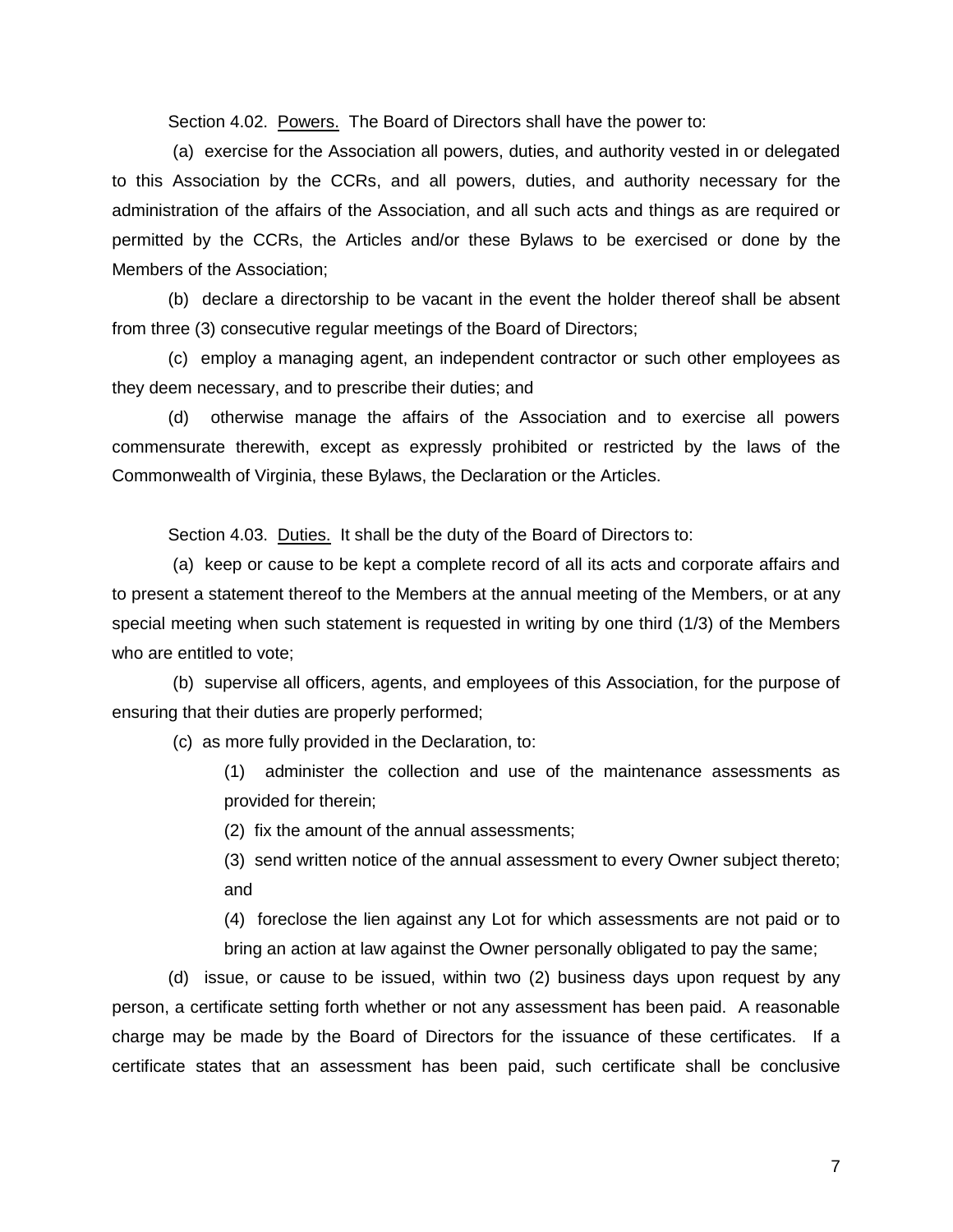Section 4.02. Powers. The Board of Directors shall have the power to:

(a) exercise for the Association all powers, duties, and authority vested in or delegated to this Association by the CCRs, and all powers, duties, and authority necessary for the administration of the affairs of the Association, and all such acts and things as are required or permitted by the CCRs, the Articles and/or these Bylaws to be exercised or done by the Members of the Association;

(b) declare a directorship to be vacant in the event the holder thereof shall be absent from three (3) consecutive regular meetings of the Board of Directors;

(c) employ a managing agent, an independent contractor or such other employees as they deem necessary, and to prescribe their duties; and

(d) otherwise manage the affairs of the Association and to exercise all powers commensurate therewith, except as expressly prohibited or restricted by the laws of the Commonwealth of Virginia, these Bylaws, the Declaration or the Articles.

Section 4.03. Duties. It shall be the duty of the Board of Directors to:

(a) keep or cause to be kept a complete record of all its acts and corporate affairs and to present a statement thereof to the Members at the annual meeting of the Members, or at any special meeting when such statement is requested in writing by one third (1/3) of the Members who are entitled to vote;

(b) supervise all officers, agents, and employees of this Association, for the purpose of ensuring that their duties are properly performed;

(c) as more fully provided in the Declaration, to:

(1) administer the collection and use of the maintenance assessments as provided for therein;

(2) fix the amount of the annual assessments;

(3) send written notice of the annual assessment to every Owner subject thereto; and

(4) foreclose the lien against any Lot for which assessments are not paid or to bring an action at law against the Owner personally obligated to pay the same;

(d) issue, or cause to be issued, within two (2) business days upon request by any person, a certificate setting forth whether or not any assessment has been paid. A reasonable charge may be made by the Board of Directors for the issuance of these certificates. If a certificate states that an assessment has been paid, such certificate shall be conclusive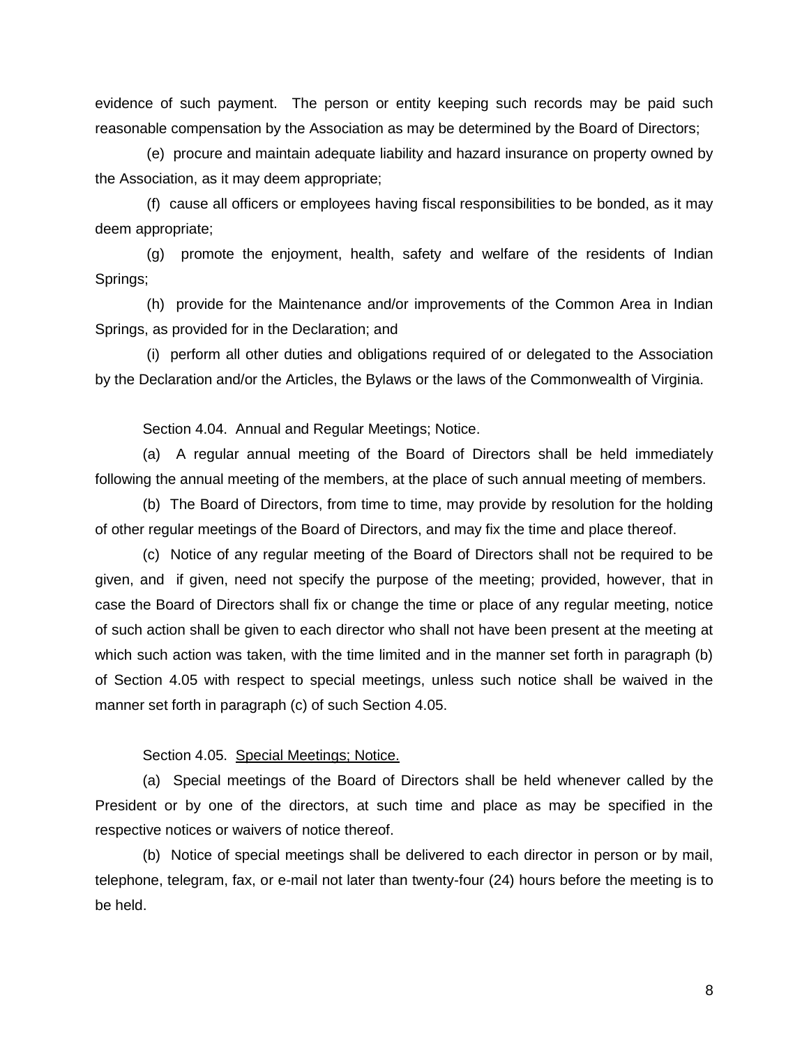evidence of such payment. The person or entity keeping such records may be paid such reasonable compensation by the Association as may be determined by the Board of Directors;

(e) procure and maintain adequate liability and hazard insurance on property owned by the Association, as it may deem appropriate;

(f) cause all officers or employees having fiscal responsibilities to be bonded, as it may deem appropriate;

(g) promote the enjoyment, health, safety and welfare of the residents of Indian Springs;

(h) provide for the Maintenance and/or improvements of the Common Area in Indian Springs, as provided for in the Declaration; and

(i) perform all other duties and obligations required of or delegated to the Association by the Declaration and/or the Articles, the Bylaws or the laws of the Commonwealth of Virginia.

Section 4.04. Annual and Regular Meetings; Notice.

(a) A regular annual meeting of the Board of Directors shall be held immediately following the annual meeting of the members, at the place of such annual meeting of members.

(b) The Board of Directors, from time to time, may provide by resolution for the holding of other regular meetings of the Board of Directors, and may fix the time and place thereof.

(c) Notice of any regular meeting of the Board of Directors shall not be required to be given, and if given, need not specify the purpose of the meeting; provided, however, that in case the Board of Directors shall fix or change the time or place of any regular meeting, notice of such action shall be given to each director who shall not have been present at the meeting at which such action was taken, with the time limited and in the manner set forth in paragraph (b) of Section 4.05 with respect to special meetings, unless such notice shall be waived in the manner set forth in paragraph (c) of such Section 4.05.

Section 4.05. <u>Special Meetings; Notice.</u>

(a) Special meetings of the Board of Directors shall be held whenever called by the President or by one of the directors, at such time and place as may be specified in the respective notices or waivers of notice thereof.

(b) Notice of special meetings shall be delivered to each director in person or by mail, telephone, telegram, fax, or e-mail not later than twenty-four (24) hours before the meeting is to be held.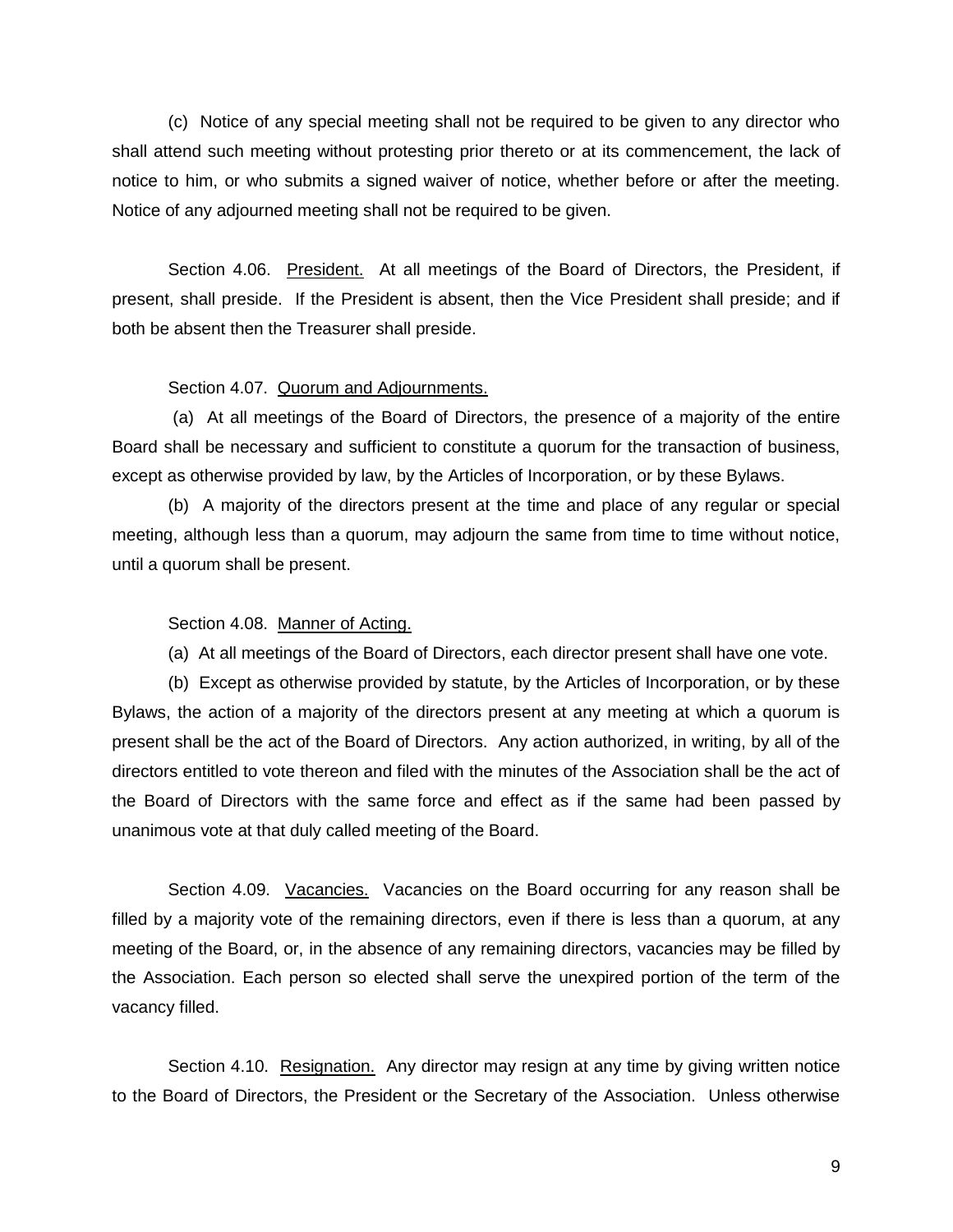(c) Notice of any special meeting shall not be required to be given to any director who shall attend such meeting without protesting prior thereto or at its commencement, the lack of notice to him, or who submits a signed waiver of notice, whether before or after the meeting. Notice of any adjourned meeting shall not be required to be given.

Section 4.06. President. At all meetings of the Board of Directors, the President, if present, shall preside. If the President is absent, then the Vice President shall preside; and if both be absent then the Treasurer shall preside.

Section 4.07. Quorum and Adjournments.

(a) At all meetings of the Board of Directors, the presence of a majority of the entire Board shall be necessary and sufficient to constitute a quorum for the transaction of business, except as otherwise provided by law, by the Articles of Incorporation, or by these Bylaws.

(b) A majority of the directors present at the time and place of any regular or special meeting, although less than a quorum, may adjourn the same from time to time without notice, until a quorum shall be present.

Section 4.08. Manner of Acting.

(a) At all meetings of the Board of Directors, each director present shall have one vote.

(b) Except as otherwise provided by statute, by the Articles of Incorporation, or by these Bylaws, the action of a majority of the directors present at any meeting at which a quorum is present shall be the act of the Board of Directors. Any action authorized, in writing, by all of the directors entitled to vote thereon and filed with the minutes of the Association shall be the act of the Board of Directors with the same force and effect as if the same had been passed by unanimous vote at that duly called meeting of the Board.

Section 4.09. Vacancies. Vacancies on the Board occurring for any reason shall be filled by a majority vote of the remaining directors, even if there is less than a quorum, at any meeting of the Board, or, in the absence of any remaining directors, vacancies may be filled by the Association. Each person so elected shall serve the unexpired portion of the term of the vacancy filled.

Section 4.10. Resignation. Any director may resign at any time by giving written notice to the Board of Directors, the President or the Secretary of the Association. Unless otherwise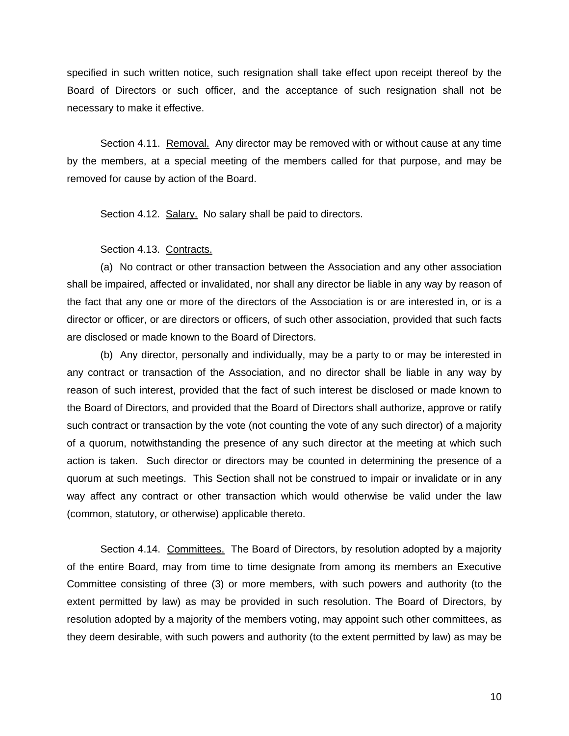specified in such written notice, such resignation shall take effect upon receipt thereof by the Board of Directors or such officer, and the acceptance of such resignation shall not be necessary to make it effective.

Section 4.11. Removal. Any director may be removed with or without cause at any time by the members, at a special meeting of the members called for that purpose, and may be removed for cause by action of the Board.

Section 4.12. Salary. No salary shall be paid to directors.

Section 4.13. Contracts.

(a) No contract or other transaction between the Association and any other association shall be impaired, affected or invalidated, nor shall any director be liable in any way by reason of the fact that any one or more of the directors of the Association is or are interested in, or is a director or officer, or are directors or officers, of such other association, provided that such facts are disclosed or made known to the Board of Directors.

(b) Any director, personally and individually, may be a party to or may be interested in any contract or transaction of the Association, and no director shall be liable in any way by reason of such interest, provided that the fact of such interest be disclosed or made known to the Board of Directors, and provided that the Board of Directors shall authorize, approve or ratify such contract or transaction by the vote (not counting the vote of any such director) of a majority of a quorum, notwithstanding the presence of any such director at the meeting at which such action is taken. Such director or directors may be counted in determining the presence of a quorum at such meetings. This Section shall not be construed to impair or invalidate or in any way affect any contract or other transaction which would otherwise be valid under the law (common, statutory, or otherwise) applicable thereto.

Section 4.14. Committees. The Board of Directors, by resolution adopted by a majority of the entire Board, may from time to time designate from among its members an Executive Committee consisting of three (3) or more members, with such powers and authority (to the extent permitted by law) as may be provided in such resolution. The Board of Directors, by resolution adopted by a majority of the members voting, may appoint such other committees, as they deem desirable, with such powers and authority (to the extent permitted by law) as may be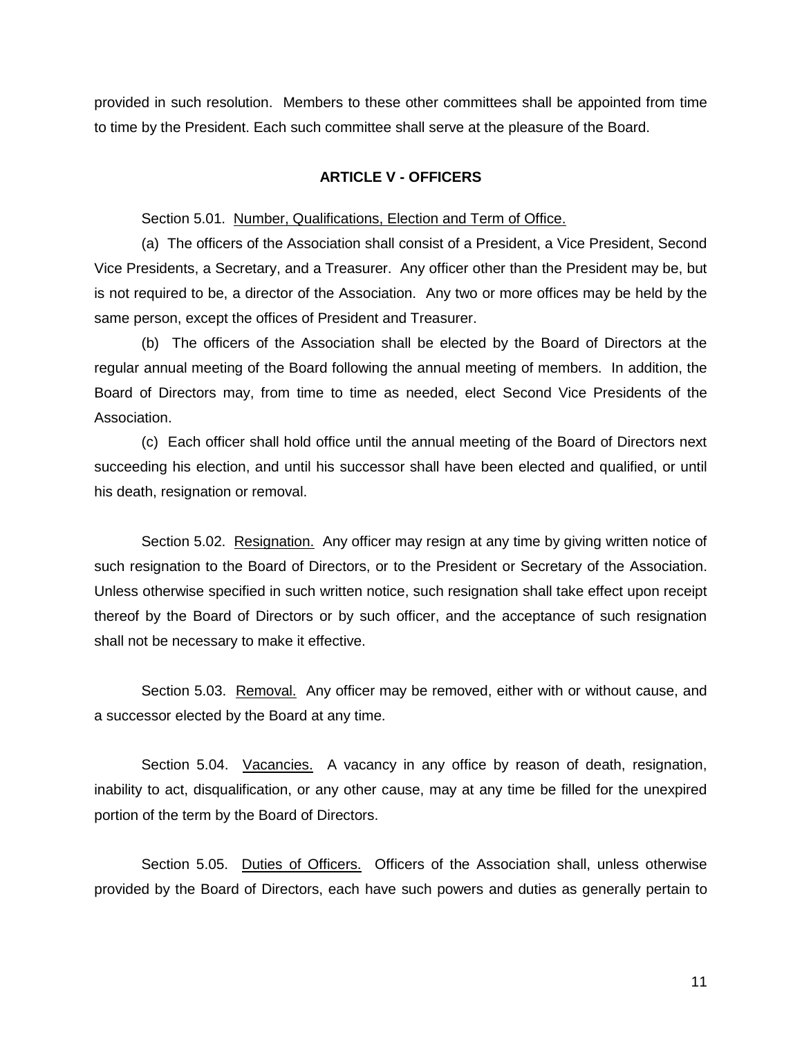provided in such resolution. Members to these other committees shall be appointed from time to time by the President. Each such committee shall serve at the pleasure of the Board.

## ARTICLE V - OFFICERS

Section 5.01. Number, Qualifications, Election and Term of Office.

(a) The officers of the Association shall consist of a President, a Vice President, Second Vice Presidents, a Secretary, and a Treasurer. Any officer other than the President may be, but is not required to be, a director of the Association. Any two or more offices may be held by the same person, except the offices of President and Treasurer.

(b) The officers of the Association shall be elected by the Board of Directors at the regular annual meeting of the Board following the annual meeting of members. In addition, the Board of Directors may, from time to time as needed, elect Second Vice Presidents of the Association.

(c) Each officer shall hold office until the annual meeting of the Board of Directors next succeeding his election, and until his successor shall have been elected and qualified, or until his death, resignation or removal.

Section 5.02. Resignation. Any officer may resign at any time by giving written notice of such resignation to the Board of Directors, or to the President or Secretary of the Association. Unless otherwise specified in such written notice, such resignation shall take effect upon receipt thereof by the Board of Directors or by such officer, and the acceptance of such resignation shall not be necessary to make it effective.

Section 5.03. Removal. Any officer may be removed, either with or without cause, and a successor elected by the Board at any time.

Section 5.04. Vacancies. A vacancy in any office by reason of death, resignation, inability to act, disqualification, or any other cause, may at any time be filled for the unexpired portion of the term by the Board of Directors.

Section 5.05. Duties of Officers. Officers of the Association shall, unless otherwise provided by the Board of Directors, each have such powers and duties as generally pertain to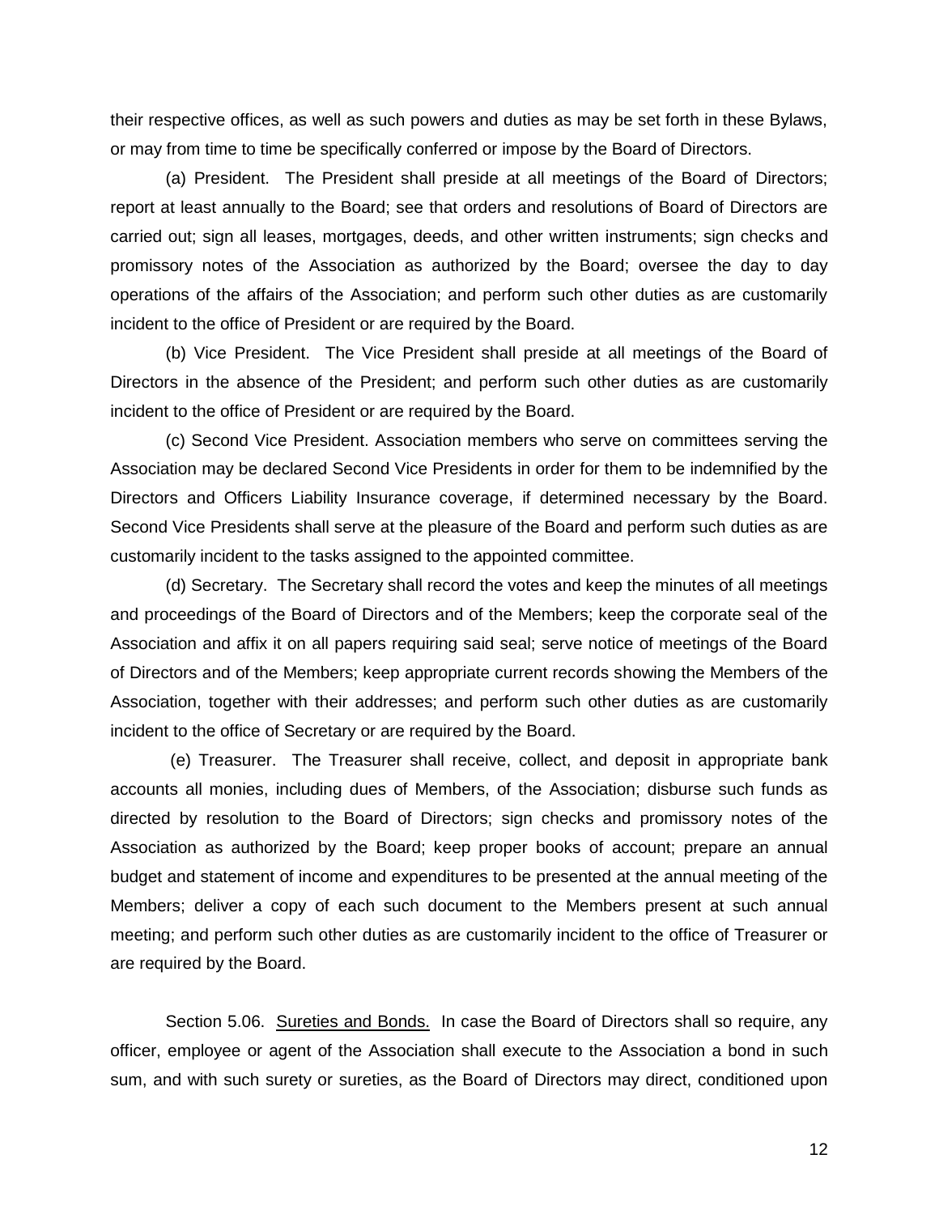their respective offices, as well as such powers and duties as may be set forth in these Bylaws, or may from time to time be specifically conferred or impose by the Board of Directors.

(a) President. The President shall preside at all meetings of the Board of Directors; report at least annually to the Board; see that orders and resolutions of Board of Directors are carried out; sign all leases, mortgages, deeds, and other written instruments; sign checks and promissory notes of the Association as authorized by the Board; oversee the day to day operations of the affairs of the Association; and perform such other duties as are customarily incident to the office of President or are required by the Board.

(b) Vice President. The Vice President shall preside at all meetings of the Board of Directors in the absence of the President; and perform such other duties as are customarily incident to the office of President or are required by the Board.

(c) Second Vice President. Association members who serve on committees serving the Association may be declared Second Vice Presidents in order for them to be indemnified by the Directors and Officers Liability Insurance coverage, if determined necessary by the Board. Second Vice Presidents shall serve at the pleasure of the Board and perform such duties as are customarily incident to the tasks assigned to the appointed committee.

(d) Secretary. The Secretary shall record the votes and keep the minutes of all meetings and proceedings of the Board of Directors and of the Members; keep the corporate seal of the Association and affix it on all papers requiring said seal; serve notice of meetings of the Board of Directors and of the Members; keep appropriate current records showing the Members of the Association, together with their addresses; and perform such other duties as are customarily incident to the office of Secretary or are required by the Board.

(e) Treasurer. The Treasurer shall receive, collect, and deposit in appropriate bank accounts all monies, including dues of Members, of the Association; disburse such funds as directed by resolution to the Board of Directors; sign checks and promissory notes of the Association as authorized by the Board; keep proper books of account; prepare an annual budget and statement of income and expenditures to be presented at the annual meeting of the Members; deliver a copy of each such document to the Members present at such annual meeting; and perform such other duties as are customarily incident to the office of Treasurer or are required by the Board.

Section 5.06. <u>Sureties and Bonds.</u> In case the Board of Directors shall so require, any officer, employee or agent of the Association shall execute to the Association a bond in such sum, and with such surety or sureties, as the Board of Directors may direct, conditioned upon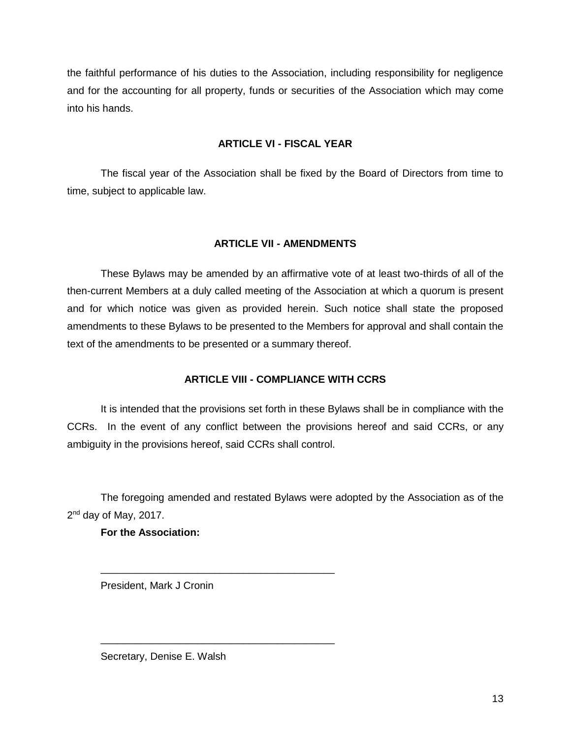the faithful performance of his duties to the Association, including responsibility for negligence and for the accounting for all property, funds or securities of the Association which may come into his hands.

## ARTICLE VI - FISCAL YEAR

The fiscal year of the Association shall be fixed by the Board of Directors from time to time, subject to applicable law.

## ARTICLE VII - AMENDMENTS

These Bylaws may be amended by an affirmative vote of at least two-thirds of all of the then-current Members at a duly called meeting of the Association at which a quorum is present and for which notice was given as provided herein. Such notice shall state the proposed amendments to these Bylaws to be presented to the Members for approval and shall contain the text of the amendments to be presented or a summary thereof.

## ARTICLE VIII - COMPLIANCE WITH CCRS

It is intended that the provisions set forth in these Bylaws shall be in compliance with the CCRs. In the event of any conflict between the provisions hereof and said CCRs, or any ambiguity in the provisions hereof, said CCRs shall control.

The foregoing amended and restated Bylaws were adopted by the Association as of the 2nd day of May, 2017.

**For the Association:**

\_\_\_\_\_\_\_\_\_\_\_\_\_\_\_\_\_\_\_\_\_\_\_\_\_\_\_\_\_\_\_\_\_\_\_\_\_\_\_\_

President, Mark J Cronin

\_\_\_\_\_\_\_\_\_\_\_\_\_\_\_\_\_\_\_\_\_\_\_\_\_\_\_\_\_\_\_\_\_\_\_\_\_\_\_\_

Secretary, Denise E. Walsh